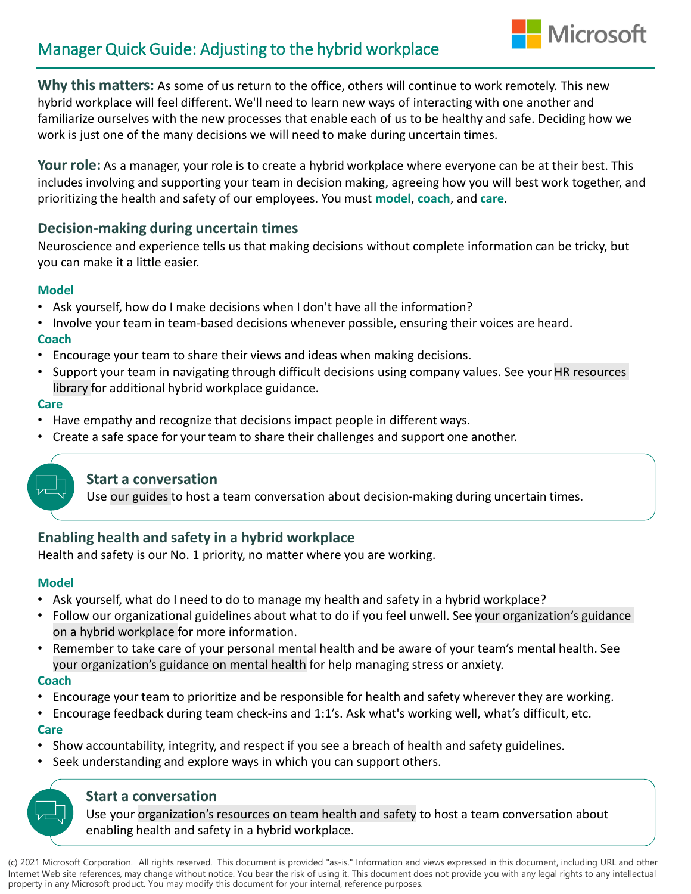# Manager Quick Guide: Adjusting to the hybrid workplace

**Why this matters:** As some of us return to the office, others will continue to work remotely. This new hybrid workplace will feel different. We'll need to learn new ways of interacting with one another and familiarize ourselves with the new processes that enable each of us to be healthy and safe. Deciding how we work is just one of the many decisions we will need to make during uncertain times.

**Your role:** As a manager, your role is to create a hybrid workplace where everyone can be at their best. This includes involving and supporting your team in decision making, agreeing how you will best work together, and prioritizing the health and safety of our employees. You must **model**, **coach**, and **care**.

## Decision-making during uncertain times

Neuroscience and experience tells us that making decisions without complete information can be tricky, but you can make it a little easier.

### Model

- Ask yourself, how do I make decisions when I don't have all the information?
- Involve your team in team-based decisions whenever possible, ensuring their voices are heard.

### Coach

- Encourage your team to share their views and ideas when making decisions.
- Support your team in navigating through difficult decisions using company values. See your HR resources library for additional hybrid workplace guidance.

### Care

- Have empathy and recognize that decisions impact people in different ways.
- Create a safe space for your team to share their challenges and support one another.

**Start a conversation**

Use our guides to host a team conversation about decision-making during uncertain times.

## Enabling health and safety in a hybrid workplace

Health and safety is our No. 1 priority, no matter where you are working.

### Model

- Ask yourself, what do I need to do to manage my health and safety in a hybrid workplace?
- Follow our organizational guidelines about what to do if you feel unwell. See your organization's guidance on a hybrid workplace for more information.
- Remember to take care of your personal mental health and be aware of your team's mental health. See your organization's guidance on mental health for help managing stress or anxiety.

### Coach

- Encourage your team to prioritize and be responsible for health and safety wherever they are working.
- Encourage feedback during team check-ins and 1:1's. Ask what's working well, what's difficult, etc.

### Care

- Show accountability, integrity, and respect if you see a breach of health and safety guidelines.
- Seek understanding and explore ways in which you can support others.

**Start a conversation**

Use your organization's resources on team health and safety to host a team conversation about enabling health and safety in a hybrid workplace.

(c) 2021 Microsoft Corporation. All rights reserved. This document is provided "as-is." Information and views expressed in this document, including URL and other Internet Web site references, may change without notice. You bear the risk of using it. This document does not provide you with any legal rights to any intellectual property in any Microsoft product. You may modify this document for your internal, reference purposes.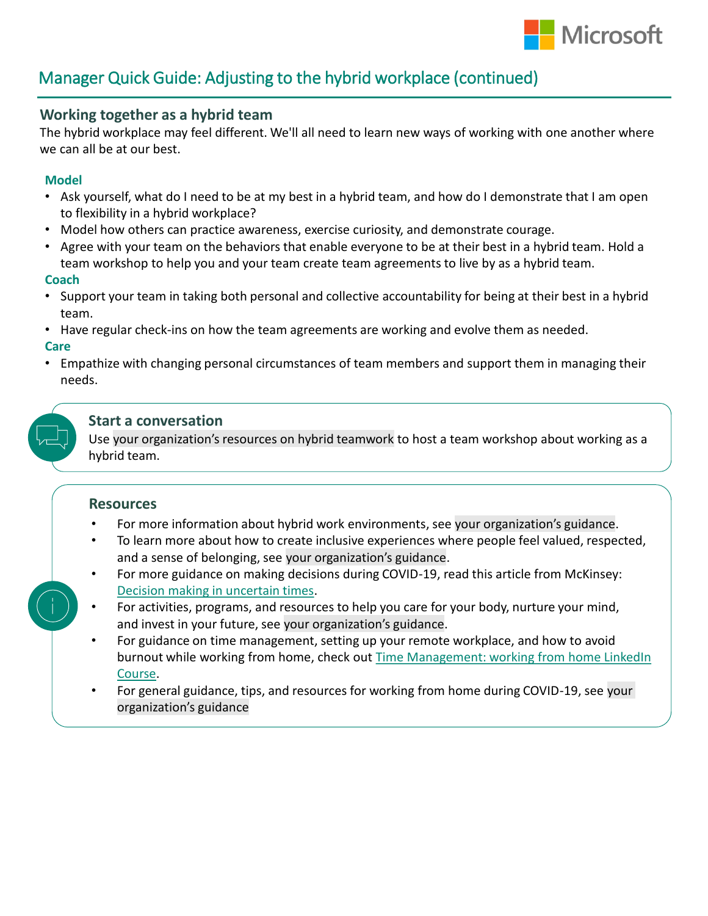# Manager Quick Guide: Adjusting to the hybrid workplace (continued)

## Working together as a hybrid team

The hybrid workplace may feel different. We'll all need to learn new ways of working with one another where we can all be at our best.

### Model

- Ask yourself, what do I need to be at my best in a hybrid team, and how do I demonstrate that I am open to flexibility in a hybrid workplace?
- Model how others can practice awareness, exercise curiosity, and demonstrate courage.
- Agree with your team on the behaviors that enable everyone to be at their best in a hybrid team. Hold a team workshop to help you and your team create team agreements to live by as a hybrid team.

### Coach

- Support your team in taking both personal and collective accountability for being at their best in a hybrid team.
- Have regular check-ins on how the team agreements are working and evolve them as needed.

### Care

- Empathize with changing personal circumstances of team members and support them in managing their needs.

### Start a conversation

Use your organization's resources on hybrid teamwork to host a team workshop about working as a hybrid team.

### Resources

- For more information about hybrid work environments, see your organization's guidance.
- To learn more about how to create inclusive experiences where people feel valued, respected, and a sense of belonging, see your organization's guidance.
- For more guidance on making decisions during COVID-19, read this article from McKinsey: Decision making in uncertain times.
- For activities, programs, and resources to help you care for your body, nurture your mind, and invest in your future, see your organization's guidance.
- For guidance on time management, setting up your remote workplace, and how to avoid burnout while working from home, check out Time Management: working from home LinkedIn Course.
- For general guidance, tips, and resources for working from home during COVID-19, see your organization's guidance